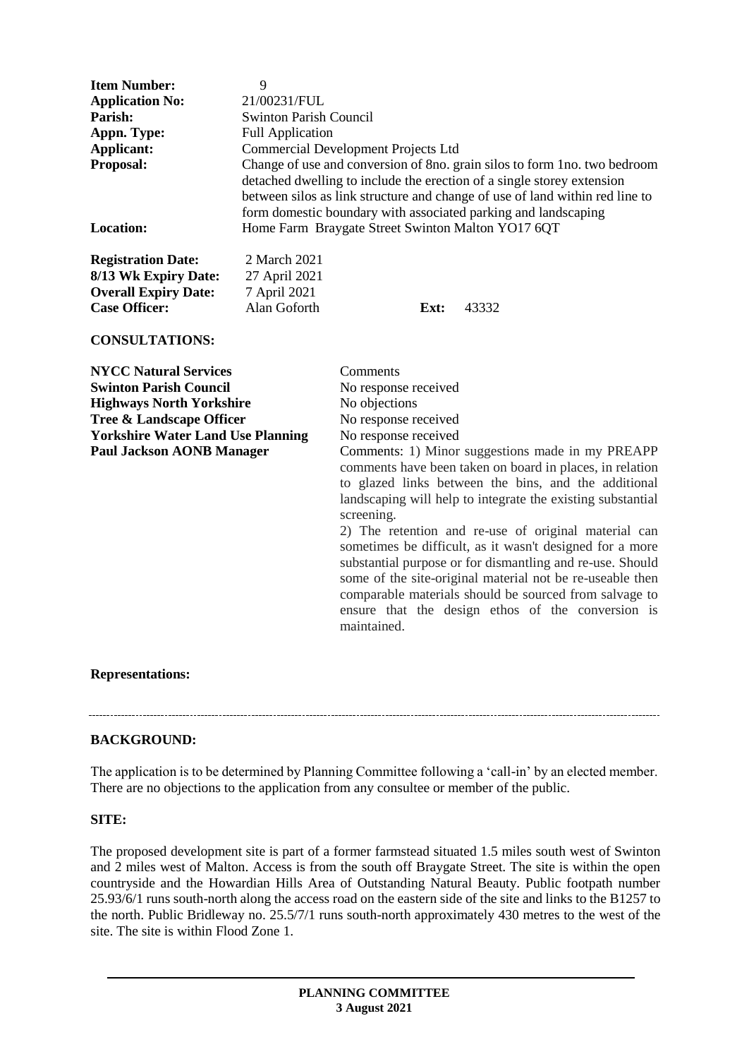| | |
|---|---|
| **Item Number:** | 9 |
| **Application No:** | 21/00231/FUL |
| **Parish:** | Swinton Parish Council |
| **Appn. Type:** | Full Application |
| **Applicant:** | Commercial Development Projects Ltd |
| **Proposal:** | Change of use and conversion of 8no. grain silos to form 1no. two bedroom detached dwelling to include the erection of a single storey extension between silos as link structure and change of use of land within red line to form domestic boundary with associated parking and landscaping |
| **Location:** | Home Farm Braygate Street Swinton Malton YO17 6QT |

| | | | |
|---|---|---|---|
| **Registration Date:** | 2 March 2021 | | |
| **8/13 Wk Expiry Date:** | 27 April 2021 | | |
| **Overall Expiry Date:** | 7 April 2021 | | |
| **Case Officer:** | Alan Goforth | **Ext:** | 43332 |

**CONSULTATIONS:**

| | |
|---|---|
| **NYCC Natural Services** | Comments |
| **Swinton Parish Council** | No response received |
| **Highways North Yorkshire** | No objections |
| **Tree & Landscape Officer** | No response received |
| **Yorkshire Water Land Use Planning** | No response received |
| **Paul Jackson AONB Manager** | Comments: 1) Minor suggestions made in my PREAPP comments have been taken on board in places, in relation to glazed links between the bins, and the additional landscaping will help to integrate the existing substantial screening. 2) The retention and re-use of original material can sometimes be difficult, as it wasn't designed for a more substantial purpose or for dismantling and re-use. Should some of the site-original material not be re-useable then comparable materials should be sourced from salvage to ensure that the design ethos of the conversion is maintained. |

**Representations:**

---

**BACKGROUND:**

The application is to be determined by Planning Committee following a 'call-in' by an elected member. There are no objections to the application from any consultee or member of the public.

**SITE:**

The proposed development site is part of a former farmstead situated 1.5 miles south west of Swinton and 2 miles west of Malton. Access is from the south off Braygate Street. The site is within the open countryside and the Howardian Hills Area of Outstanding Natural Beauty. Public footpath number 25.93/6/1 runs south-north along the access road on the eastern side of the site and links to the B1257 to the north. Public Bridleway no. 25.5/7/1 runs south-north approximately 430 metres to the west of the site. The site is within Flood Zone 1.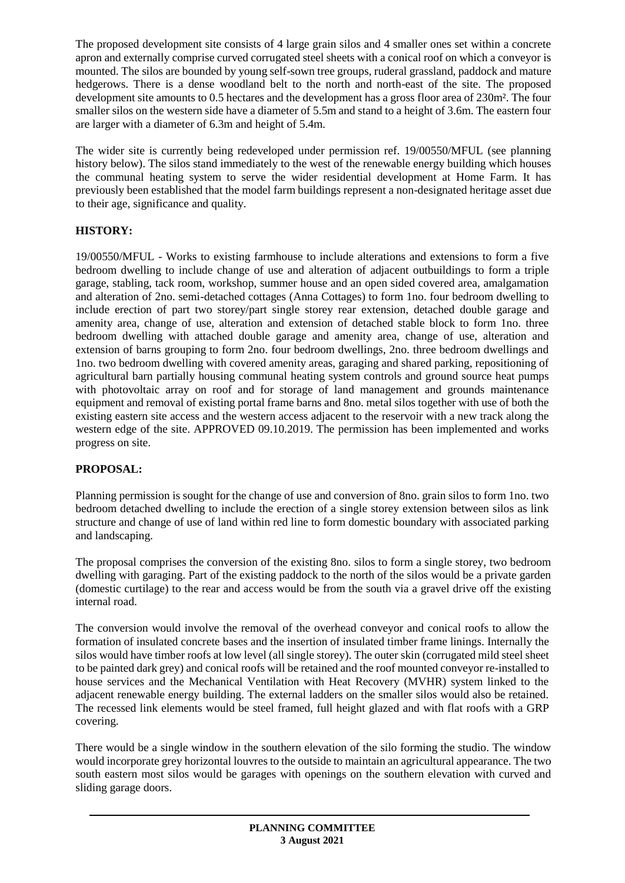The proposed development site consists of 4 large grain silos and 4 smaller ones set within a concrete apron and externally comprise curved corrugated steel sheets with a conical roof on which a conveyor is mounted. The silos are bounded by young self-sown tree groups, ruderal grassland, paddock and mature hedgerows. There is a dense woodland belt to the north and north-east of the site. The proposed development site amounts to 0.5 hectares and the development has a gross floor area of 230m². The four smaller silos on the western side have a diameter of 5.5m and stand to a height of 3.6m. The eastern four are larger with a diameter of 6.3m and height of 5.4m.

The wider site is currently being redeveloped under permission ref. 19/00550/MFUL (see planning history below). The silos stand immediately to the west of the renewable energy building which houses the communal heating system to serve the wider residential development at Home Farm. It has previously been established that the model farm buildings represent a non-designated heritage asset due to their age, significance and quality.

## HISTORY:

19/00550/MFUL - Works to existing farmhouse to include alterations and extensions to form a five bedroom dwelling to include change of use and alteration of adjacent outbuildings to form a triple garage, stabling, tack room, workshop, summer house and an open sided covered area, amalgamation and alteration of 2no. semi-detached cottages (Anna Cottages) to form 1no. four bedroom dwelling to include erection of part two storey/part single storey rear extension, detached double garage and amenity area, change of use, alteration and extension of detached stable block to form 1no. three bedroom dwelling with attached double garage and amenity area, change of use, alteration and extension of barns grouping to form 2no. four bedroom dwellings, 2no. three bedroom dwellings and 1no. two bedroom dwelling with covered amenity areas, garaging and shared parking, repositioning of agricultural barn partially housing communal heating system controls and ground source heat pumps with photovoltaic array on roof and for storage of land management and grounds maintenance equipment and removal of existing portal frame barns and 8no. metal silos together with use of both the existing eastern site access and the western access adjacent to the reservoir with a new track along the western edge of the site. APPROVED 09.10.2019. The permission has been implemented and works progress on site.

## PROPOSAL:

Planning permission is sought for the change of use and conversion of 8no. grain silos to form 1no. two bedroom detached dwelling to include the erection of a single storey extension between silos as link structure and change of use of land within red line to form domestic boundary with associated parking and landscaping.

The proposal comprises the conversion of the existing 8no. silos to form a single storey, two bedroom dwelling with garaging. Part of the existing paddock to the north of the silos would be a private garden (domestic curtilage) to the rear and access would be from the south via a gravel drive off the existing internal road.

The conversion would involve the removal of the overhead conveyor and conical roofs to allow the formation of insulated concrete bases and the insertion of insulated timber frame linings. Internally the silos would have timber roofs at low level (all single storey). The outer skin (corrugated mild steel sheet to be painted dark grey) and conical roofs will be retained and the roof mounted conveyor re-installed to house services and the Mechanical Ventilation with Heat Recovery (MVHR) system linked to the adjacent renewable energy building. The external ladders on the smaller silos would also be retained. The recessed link elements would be steel framed, full height glazed and with flat roofs with a GRP covering.

There would be a single window in the southern elevation of the silo forming the studio. The window would incorporate grey horizontal louvres to the outside to maintain an agricultural appearance. The two south eastern most silos would be garages with openings on the southern elevation with curved and sliding garage doors.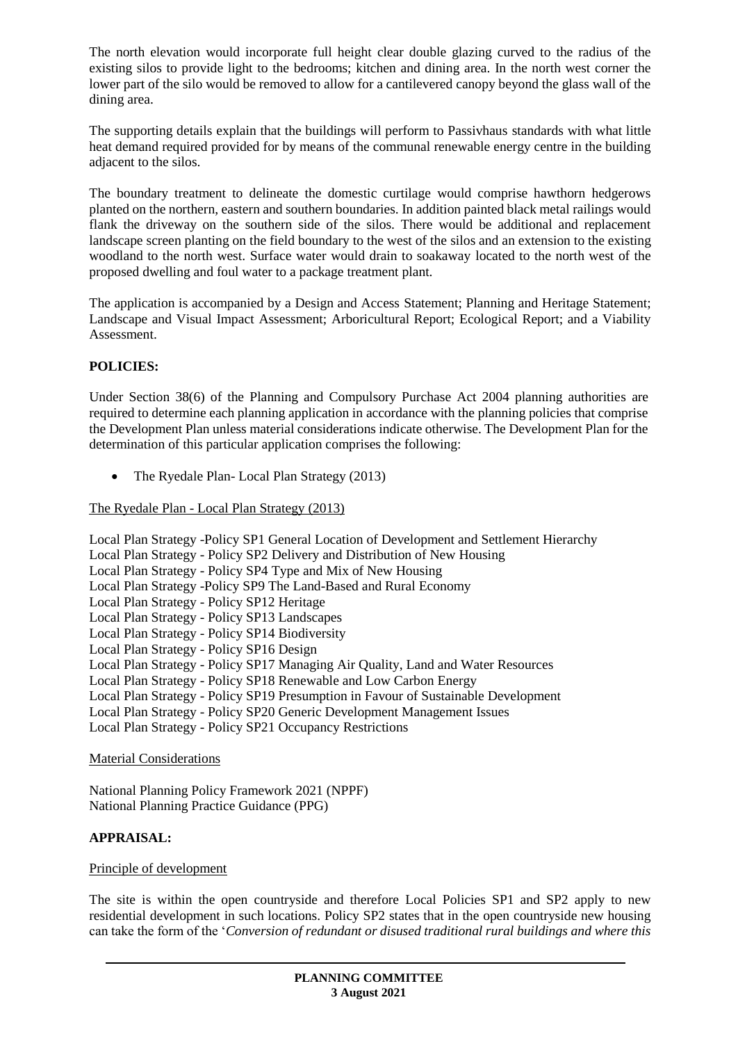The north elevation would incorporate full height clear double glazing curved to the radius of the existing silos to provide light to the bedrooms; kitchen and dining area. In the north west corner the lower part of the silo would be removed to allow for a cantilevered canopy beyond the glass wall of the dining area.

The supporting details explain that the buildings will perform to Passivhaus standards with what little heat demand required provided for by means of the communal renewable energy centre in the building adjacent to the silos.

The boundary treatment to delineate the domestic curtilage would comprise hawthorn hedgerows planted on the northern, eastern and southern boundaries. In addition painted black metal railings would flank the driveway on the southern side of the silos. There would be additional and replacement landscape screen planting on the field boundary to the west of the silos and an extension to the existing woodland to the north west. Surface water would drain to soakaway located to the north west of the proposed dwelling and foul water to a package treatment plant.

The application is accompanied by a Design and Access Statement; Planning and Heritage Statement; Landscape and Visual Impact Assessment; Arboricultural Report; Ecological Report; and a Viability Assessment.

**POLICIES:**

Under Section 38(6) of the Planning and Compulsory Purchase Act 2004 planning authorities are required to determine each planning application in accordance with the planning policies that comprise the Development Plan unless material considerations indicate otherwise. The Development Plan for the determination of this particular application comprises the following:

- The Ryedale Plan- Local Plan Strategy (2013)

The Ryedale Plan - Local Plan Strategy (2013)

Local Plan Strategy -Policy SP1 General Location of Development and Settlement Hierarchy
Local Plan Strategy - Policy SP2 Delivery and Distribution of New Housing
Local Plan Strategy - Policy SP4 Type and Mix of New Housing
Local Plan Strategy -Policy SP9 The Land-Based and Rural Economy
Local Plan Strategy - Policy SP12 Heritage
Local Plan Strategy - Policy SP13 Landscapes
Local Plan Strategy - Policy SP14 Biodiversity
Local Plan Strategy - Policy SP16 Design
Local Plan Strategy - Policy SP17 Managing Air Quality, Land and Water Resources
Local Plan Strategy - Policy SP18 Renewable and Low Carbon Energy
Local Plan Strategy - Policy SP19 Presumption in Favour of Sustainable Development
Local Plan Strategy - Policy SP20 Generic Development Management Issues
Local Plan Strategy - Policy SP21 Occupancy Restrictions

Material Considerations

National Planning Policy Framework 2021 (NPPF)
National Planning Practice Guidance (PPG)

**APPRAISAL:**

Principle of development

The site is within the open countryside and therefore Local Policies SP1 and SP2 apply to new residential development in such locations. Policy SP2 states that in the open countryside new housing can take the form of the '*Conversion of redundant or disused traditional rural buildings and where this*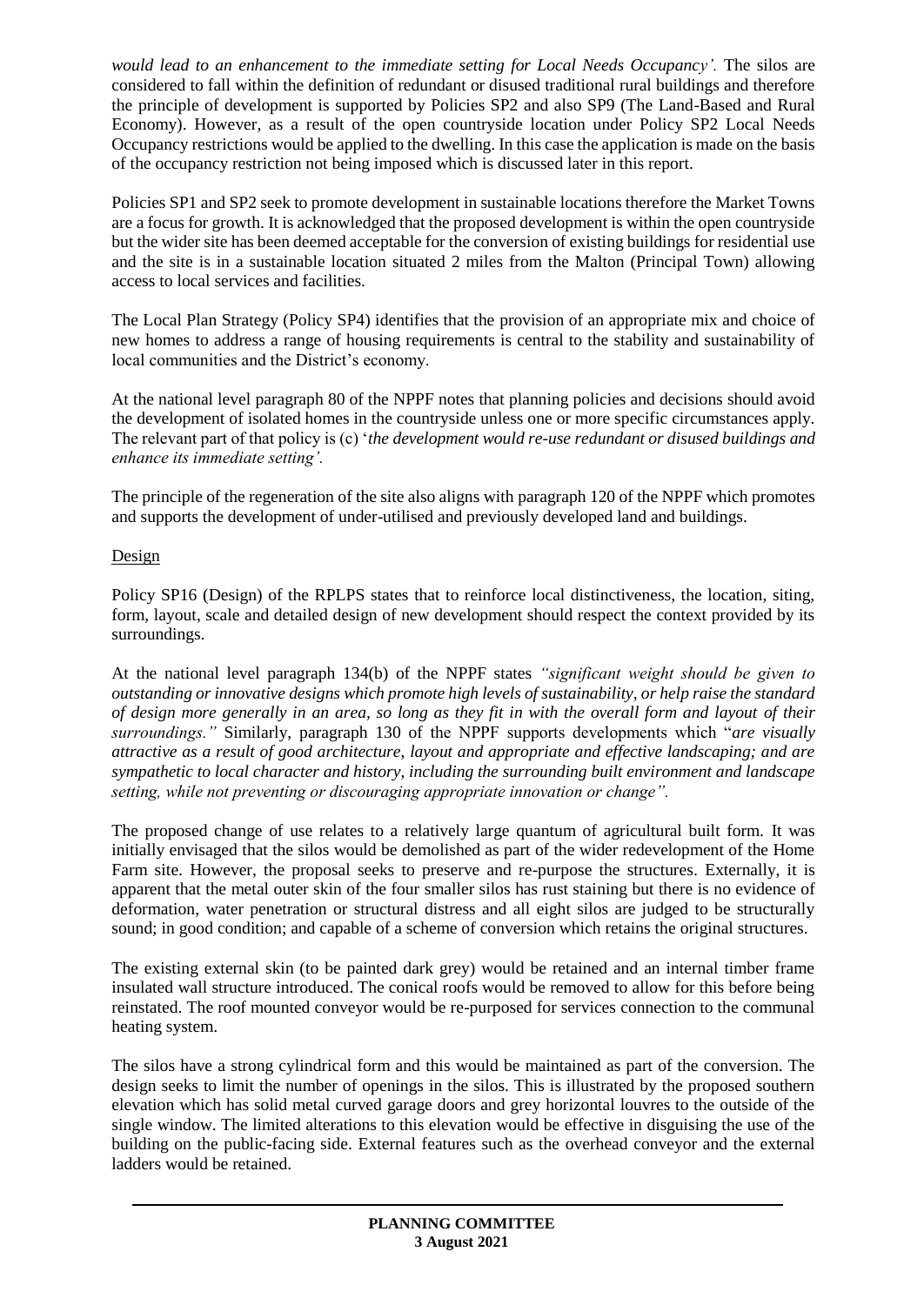*would lead to an enhancement to the immediate setting for Local Needs Occupancy'.* The silos are considered to fall within the definition of redundant or disused traditional rural buildings and therefore the principle of development is supported by Policies SP2 and also SP9 (The Land-Based and Rural Economy). However, as a result of the open countryside location under Policy SP2 Local Needs Occupancy restrictions would be applied to the dwelling. In this case the application is made on the basis of the occupancy restriction not being imposed which is discussed later in this report.

Policies SP1 and SP2 seek to promote development in sustainable locations therefore the Market Towns are a focus for growth. It is acknowledged that the proposed development is within the open countryside but the wider site has been deemed acceptable for the conversion of existing buildings for residential use and the site is in a sustainable location situated 2 miles from the Malton (Principal Town) allowing access to local services and facilities.

The Local Plan Strategy (Policy SP4) identifies that the provision of an appropriate mix and choice of new homes to address a range of housing requirements is central to the stability and sustainability of local communities and the District's economy.

At the national level paragraph 80 of the NPPF notes that planning policies and decisions should avoid the development of isolated homes in the countryside unless one or more specific circumstances apply. The relevant part of that policy is (c) '*the development would re-use redundant or disused buildings and enhance its immediate setting'.*

The principle of the regeneration of the site also aligns with paragraph 120 of the NPPF which promotes and supports the development of under-utilised and previously developed land and buildings.

Design

Policy SP16 (Design) of the RPLPS states that to reinforce local distinctiveness, the location, siting, form, layout, scale and detailed design of new development should respect the context provided by its surroundings.

At the national level paragraph 134(b) of the NPPF states *"significant weight should be given to outstanding or innovative designs which promote high levels of sustainability, or help raise the standard of design more generally in an area, so long as they fit in with the overall form and layout of their surroundings."* Similarly, paragraph 130 of the NPPF supports developments which "*are visually attractive as a result of good architecture, layout and appropriate and effective landscaping; and are sympathetic to local character and history, including the surrounding built environment and landscape setting, while not preventing or discouraging appropriate innovation or change".*

The proposed change of use relates to a relatively large quantum of agricultural built form. It was initially envisaged that the silos would be demolished as part of the wider redevelopment of the Home Farm site. However, the proposal seeks to preserve and re-purpose the structures. Externally, it is apparent that the metal outer skin of the four smaller silos has rust staining but there is no evidence of deformation, water penetration or structural distress and all eight silos are judged to be structurally sound; in good condition; and capable of a scheme of conversion which retains the original structures.

The existing external skin (to be painted dark grey) would be retained and an internal timber frame insulated wall structure introduced. The conical roofs would be removed to allow for this before being reinstated. The roof mounted conveyor would be re-purposed for services connection to the communal heating system.

The silos have a strong cylindrical form and this would be maintained as part of the conversion. The design seeks to limit the number of openings in the silos. This is illustrated by the proposed southern elevation which has solid metal curved garage doors and grey horizontal louvres to the outside of the single window. The limited alterations to this elevation would be effective in disguising the use of the building on the public-facing side. External features such as the overhead conveyor and the external ladders would be retained.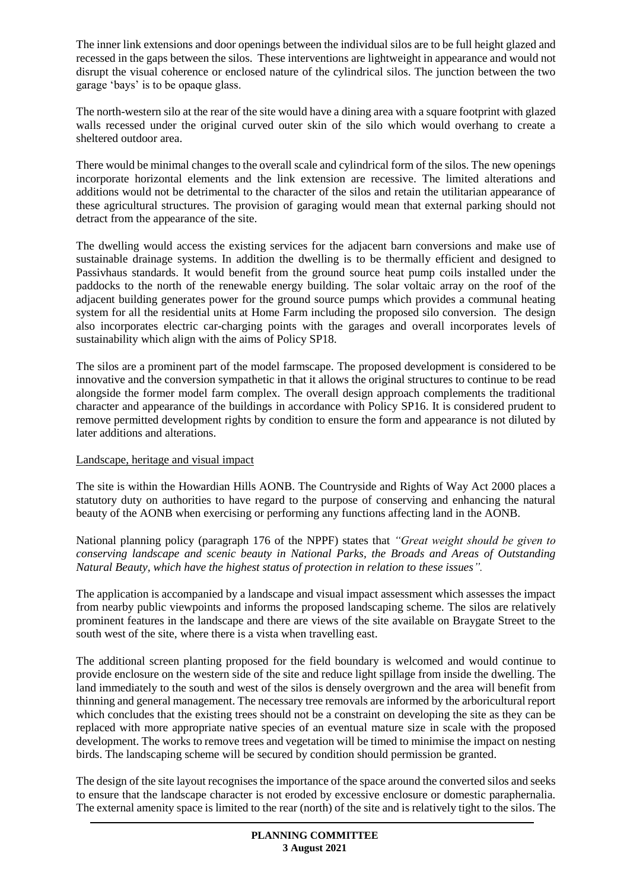The inner link extensions and door openings between the individual silos are to be full height glazed and recessed in the gaps between the silos. These interventions are lightweight in appearance and would not disrupt the visual coherence or enclosed nature of the cylindrical silos. The junction between the two garage 'bays' is to be opaque glass.

The north-western silo at the rear of the site would have a dining area with a square footprint with glazed walls recessed under the original curved outer skin of the silo which would overhang to create a sheltered outdoor area.

There would be minimal changes to the overall scale and cylindrical form of the silos. The new openings incorporate horizontal elements and the link extension are recessive. The limited alterations and additions would not be detrimental to the character of the silos and retain the utilitarian appearance of these agricultural structures. The provision of garaging would mean that external parking should not detract from the appearance of the site.

The dwelling would access the existing services for the adjacent barn conversions and make use of sustainable drainage systems. In addition the dwelling is to be thermally efficient and designed to Passivhaus standards. It would benefit from the ground source heat pump coils installed under the paddocks to the north of the renewable energy building. The solar voltaic array on the roof of the adjacent building generates power for the ground source pumps which provides a communal heating system for all the residential units at Home Farm including the proposed silo conversion. The design also incorporates electric car-charging points with the garages and overall incorporates levels of sustainability which align with the aims of Policy SP18.

The silos are a prominent part of the model farmscape. The proposed development is considered to be innovative and the conversion sympathetic in that it allows the original structures to continue to be read alongside the former model farm complex. The overall design approach complements the traditional character and appearance of the buildings in accordance with Policy SP16. It is considered prudent to remove permitted development rights by condition to ensure the form and appearance is not diluted by later additions and alterations.

Landscape, heritage and visual impact

The site is within the Howardian Hills AONB. The Countryside and Rights of Way Act 2000 places a statutory duty on authorities to have regard to the purpose of conserving and enhancing the natural beauty of the AONB when exercising or performing any functions affecting land in the AONB.

National planning policy (paragraph 176 of the NPPF) states that *"Great weight should be given to conserving landscape and scenic beauty in National Parks, the Broads and Areas of Outstanding Natural Beauty, which have the highest status of protection in relation to these issues".*

The application is accompanied by a landscape and visual impact assessment which assesses the impact from nearby public viewpoints and informs the proposed landscaping scheme. The silos are relatively prominent features in the landscape and there are views of the site available on Braygate Street to the south west of the site, where there is a vista when travelling east.

The additional screen planting proposed for the field boundary is welcomed and would continue to provide enclosure on the western side of the site and reduce light spillage from inside the dwelling. The land immediately to the south and west of the silos is densely overgrown and the area will benefit from thinning and general management. The necessary tree removals are informed by the arboricultural report which concludes that the existing trees should not be a constraint on developing the site as they can be replaced with more appropriate native species of an eventual mature size in scale with the proposed development. The works to remove trees and vegetation will be timed to minimise the impact on nesting birds. The landscaping scheme will be secured by condition should permission be granted.

The design of the site layout recognises the importance of the space around the converted silos and seeks to ensure that the landscape character is not eroded by excessive enclosure or domestic paraphernalia. The external amenity space is limited to the rear (north) of the site and is relatively tight to the silos. The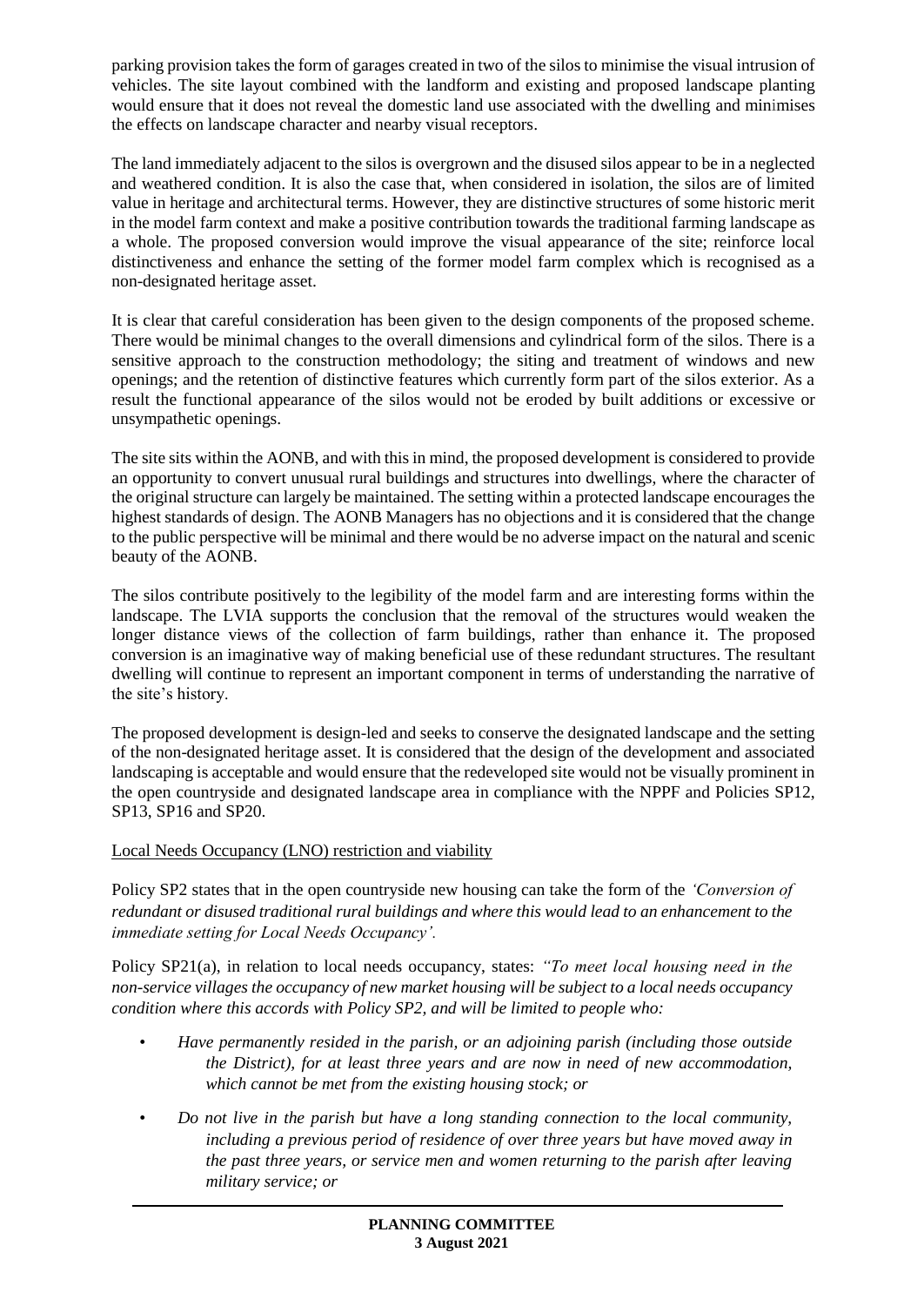parking provision takes the form of garages created in two of the silos to minimise the visual intrusion of vehicles. The site layout combined with the landform and existing and proposed landscape planting would ensure that it does not reveal the domestic land use associated with the dwelling and minimises the effects on landscape character and nearby visual receptors.

The land immediately adjacent to the silos is overgrown and the disused silos appear to be in a neglected and weathered condition. It is also the case that, when considered in isolation, the silos are of limited value in heritage and architectural terms. However, they are distinctive structures of some historic merit in the model farm context and make a positive contribution towards the traditional farming landscape as a whole. The proposed conversion would improve the visual appearance of the site; reinforce local distinctiveness and enhance the setting of the former model farm complex which is recognised as a non-designated heritage asset.

It is clear that careful consideration has been given to the design components of the proposed scheme. There would be minimal changes to the overall dimensions and cylindrical form of the silos. There is a sensitive approach to the construction methodology; the siting and treatment of windows and new openings; and the retention of distinctive features which currently form part of the silos exterior. As a result the functional appearance of the silos would not be eroded by built additions or excessive or unsympathetic openings.

The site sits within the AONB, and with this in mind, the proposed development is considered to provide an opportunity to convert unusual rural buildings and structures into dwellings, where the character of the original structure can largely be maintained. The setting within a protected landscape encourages the highest standards of design. The AONB Managers has no objections and it is considered that the change to the public perspective will be minimal and there would be no adverse impact on the natural and scenic beauty of the AONB.

The silos contribute positively to the legibility of the model farm and are interesting forms within the landscape. The LVIA supports the conclusion that the removal of the structures would weaken the longer distance views of the collection of farm buildings, rather than enhance it. The proposed conversion is an imaginative way of making beneficial use of these redundant structures. The resultant dwelling will continue to represent an important component in terms of understanding the narrative of the site's history.

The proposed development is design-led and seeks to conserve the designated landscape and the setting of the non-designated heritage asset. It is considered that the design of the development and associated landscaping is acceptable and would ensure that the redeveloped site would not be visually prominent in the open countryside and designated landscape area in compliance with the NPPF and Policies SP12, SP13, SP16 and SP20.

Local Needs Occupancy (LNO) restriction and viability

Policy SP2 states that in the open countryside new housing can take the form of the *'Conversion of redundant or disused traditional rural buildings and where this would lead to an enhancement to the immediate setting for Local Needs Occupancy'.*

Policy SP21(a), in relation to local needs occupancy, states: *"To meet local housing need in the non-service villages the occupancy of new market housing will be subject to a local needs occupancy condition where this accords with Policy SP2, and will be limited to people who:*

- *Have permanently resided in the parish, or an adjoining parish (including those outside the District), for at least three years and are now in need of new accommodation, which cannot be met from the existing housing stock; or*
- *Do not live in the parish but have a long standing connection to the local community, including a previous period of residence of over three years but have moved away in the past three years, or service men and women returning to the parish after leaving military service; or*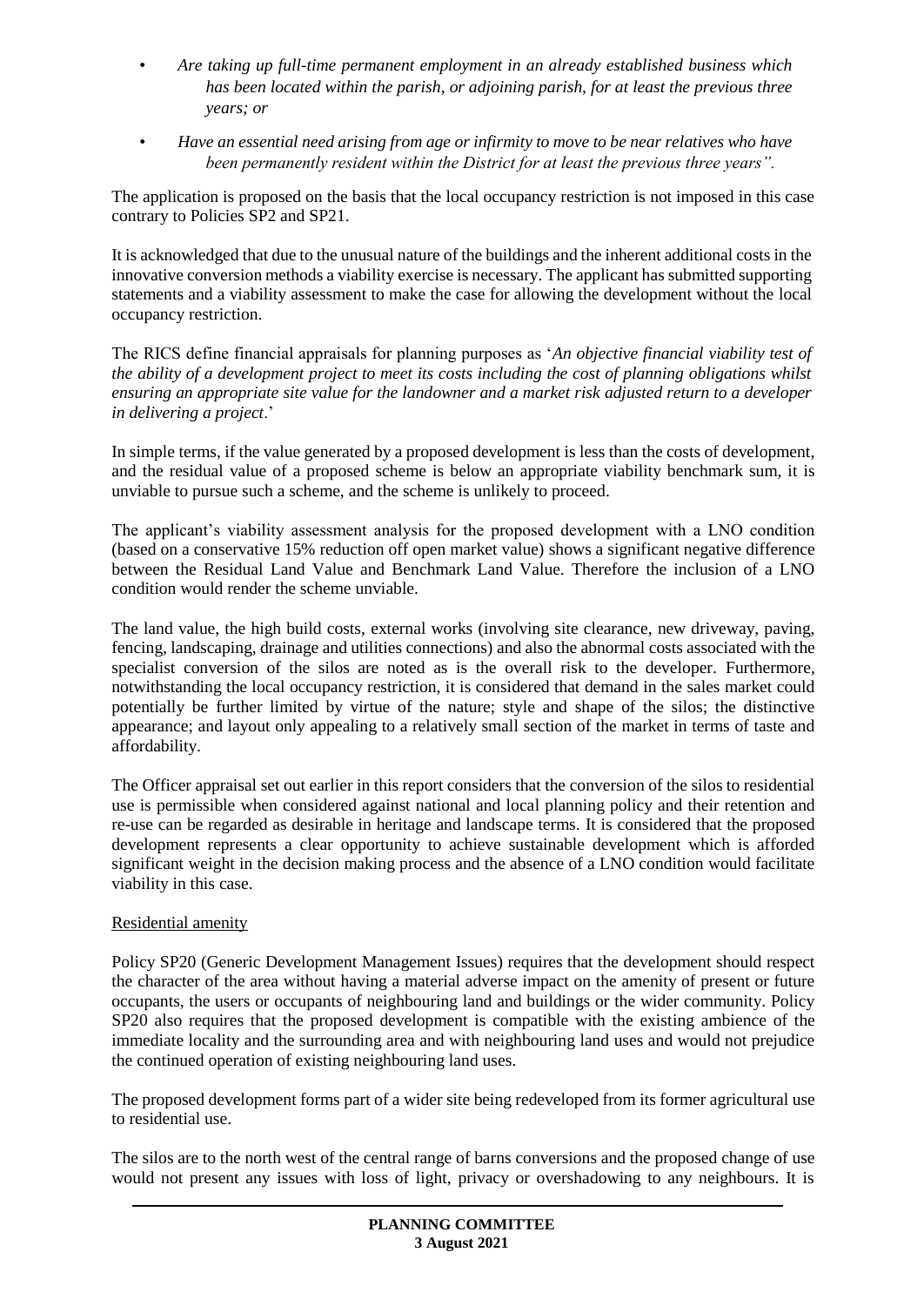- *Are taking up full-time permanent employment in an already established business which has been located within the parish, or adjoining parish, for at least the previous three years; or*
- *Have an essential need arising from age or infirmity to move to be near relatives who have been permanently resident within the District for at least the previous three years".*

The application is proposed on the basis that the local occupancy restriction is not imposed in this case contrary to Policies SP2 and SP21.

It is acknowledged that due to the unusual nature of the buildings and the inherent additional costs in the innovative conversion methods a viability exercise is necessary. The applicant has submitted supporting statements and a viability assessment to make the case for allowing the development without the local occupancy restriction.

The RICS define financial appraisals for planning purposes as '*An objective financial viability test of the ability of a development project to meet its costs including the cost of planning obligations whilst ensuring an appropriate site value for the landowner and a market risk adjusted return to a developer in delivering a project*.'

In simple terms, if the value generated by a proposed development is less than the costs of development, and the residual value of a proposed scheme is below an appropriate viability benchmark sum, it is unviable to pursue such a scheme, and the scheme is unlikely to proceed.

The applicant's viability assessment analysis for the proposed development with a LNO condition (based on a conservative 15% reduction off open market value) shows a significant negative difference between the Residual Land Value and Benchmark Land Value. Therefore the inclusion of a LNO condition would render the scheme unviable.

The land value, the high build costs, external works (involving site clearance, new driveway, paving, fencing, landscaping, drainage and utilities connections) and also the abnormal costs associated with the specialist conversion of the silos are noted as is the overall risk to the developer. Furthermore, notwithstanding the local occupancy restriction, it is considered that demand in the sales market could potentially be further limited by virtue of the nature; style and shape of the silos; the distinctive appearance; and layout only appealing to a relatively small section of the market in terms of taste and affordability.

The Officer appraisal set out earlier in this report considers that the conversion of the silos to residential use is permissible when considered against national and local planning policy and their retention and re-use can be regarded as desirable in heritage and landscape terms. It is considered that the proposed development represents a clear opportunity to achieve sustainable development which is afforded significant weight in the decision making process and the absence of a LNO condition would facilitate viability in this case.

Residential amenity

Policy SP20 (Generic Development Management Issues) requires that the development should respect the character of the area without having a material adverse impact on the amenity of present or future occupants, the users or occupants of neighbouring land and buildings or the wider community. Policy SP20 also requires that the proposed development is compatible with the existing ambience of the immediate locality and the surrounding area and with neighbouring land uses and would not prejudice the continued operation of existing neighbouring land uses.

The proposed development forms part of a wider site being redeveloped from its former agricultural use to residential use.

The silos are to the north west of the central range of barns conversions and the proposed change of use would not present any issues with loss of light, privacy or overshadowing to any neighbours. It is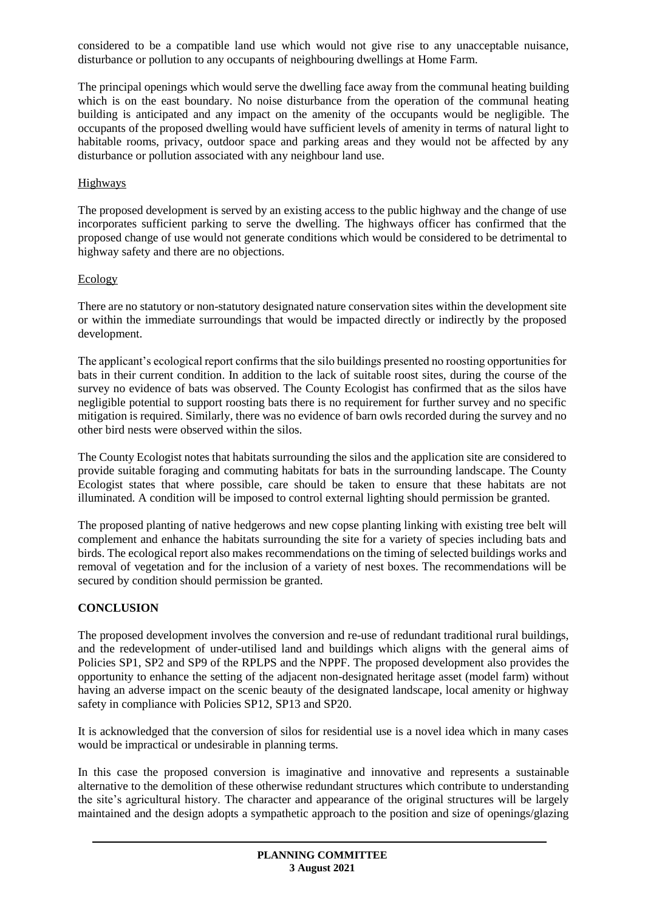considered to be a compatible land use which would not give rise to any unacceptable nuisance, disturbance or pollution to any occupants of neighbouring dwellings at Home Farm.

The principal openings which would serve the dwelling face away from the communal heating building which is on the east boundary. No noise disturbance from the operation of the communal heating building is anticipated and any impact on the amenity of the occupants would be negligible. The occupants of the proposed dwelling would have sufficient levels of amenity in terms of natural light to habitable rooms, privacy, outdoor space and parking areas and they would not be affected by any disturbance or pollution associated with any neighbour land use.

Highways

The proposed development is served by an existing access to the public highway and the change of use incorporates sufficient parking to serve the dwelling. The highways officer has confirmed that the proposed change of use would not generate conditions which would be considered to be detrimental to highway safety and there are no objections.

Ecology

There are no statutory or non-statutory designated nature conservation sites within the development site or within the immediate surroundings that would be impacted directly or indirectly by the proposed development.

The applicant's ecological report confirms that the silo buildings presented no roosting opportunities for bats in their current condition. In addition to the lack of suitable roost sites, during the course of the survey no evidence of bats was observed. The County Ecologist has confirmed that as the silos have negligible potential to support roosting bats there is no requirement for further survey and no specific mitigation is required. Similarly, there was no evidence of barn owls recorded during the survey and no other bird nests were observed within the silos.

The County Ecologist notes that habitats surrounding the silos and the application site are considered to provide suitable foraging and commuting habitats for bats in the surrounding landscape. The County Ecologist states that where possible, care should be taken to ensure that these habitats are not illuminated. A condition will be imposed to control external lighting should permission be granted.

The proposed planting of native hedgerows and new copse planting linking with existing tree belt will complement and enhance the habitats surrounding the site for a variety of species including bats and birds. The ecological report also makes recommendations on the timing of selected buildings works and removal of vegetation and for the inclusion of a variety of nest boxes. The recommendations will be secured by condition should permission be granted.

**CONCLUSION**

The proposed development involves the conversion and re-use of redundant traditional rural buildings, and the redevelopment of under-utilised land and buildings which aligns with the general aims of Policies SP1, SP2 and SP9 of the RPLPS and the NPPF. The proposed development also provides the opportunity to enhance the setting of the adjacent non-designated heritage asset (model farm) without having an adverse impact on the scenic beauty of the designated landscape, local amenity or highway safety in compliance with Policies SP12, SP13 and SP20.

It is acknowledged that the conversion of silos for residential use is a novel idea which in many cases would be impractical or undesirable in planning terms.

In this case the proposed conversion is imaginative and innovative and represents a sustainable alternative to the demolition of these otherwise redundant structures which contribute to understanding the site's agricultural history. The character and appearance of the original structures will be largely maintained and the design adopts a sympathetic approach to the position and size of openings/glazing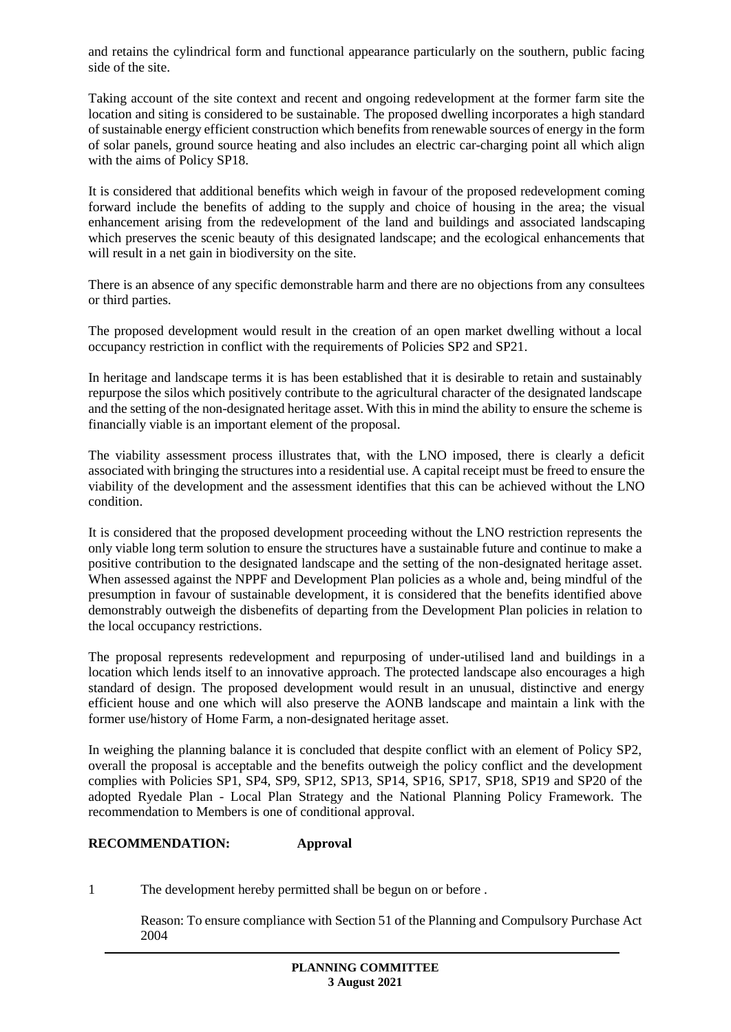and retains the cylindrical form and functional appearance particularly on the southern, public facing side of the site.

Taking account of the site context and recent and ongoing redevelopment at the former farm site the location and siting is considered to be sustainable. The proposed dwelling incorporates a high standard of sustainable energy efficient construction which benefits from renewable sources of energy in the form of solar panels, ground source heating and also includes an electric car-charging point all which align with the aims of Policy SP18.

It is considered that additional benefits which weigh in favour of the proposed redevelopment coming forward include the benefits of adding to the supply and choice of housing in the area; the visual enhancement arising from the redevelopment of the land and buildings and associated landscaping which preserves the scenic beauty of this designated landscape; and the ecological enhancements that will result in a net gain in biodiversity on the site.

There is an absence of any specific demonstrable harm and there are no objections from any consultees or third parties.

The proposed development would result in the creation of an open market dwelling without a local occupancy restriction in conflict with the requirements of Policies SP2 and SP21.

In heritage and landscape terms it is has been established that it is desirable to retain and sustainably repurpose the silos which positively contribute to the agricultural character of the designated landscape and the setting of the non-designated heritage asset. With this in mind the ability to ensure the scheme is financially viable is an important element of the proposal.

The viability assessment process illustrates that, with the LNO imposed, there is clearly a deficit associated with bringing the structures into a residential use. A capital receipt must be freed to ensure the viability of the development and the assessment identifies that this can be achieved without the LNO condition.

It is considered that the proposed development proceeding without the LNO restriction represents the only viable long term solution to ensure the structures have a sustainable future and continue to make a positive contribution to the designated landscape and the setting of the non-designated heritage asset. When assessed against the NPPF and Development Plan policies as a whole and, being mindful of the presumption in favour of sustainable development, it is considered that the benefits identified above demonstrably outweigh the disbenefits of departing from the Development Plan policies in relation to the local occupancy restrictions.

The proposal represents redevelopment and repurposing of under-utilised land and buildings in a location which lends itself to an innovative approach. The protected landscape also encourages a high standard of design. The proposed development would result in an unusual, distinctive and energy efficient house and one which will also preserve the AONB landscape and maintain a link with the former use/history of Home Farm, a non-designated heritage asset.

In weighing the planning balance it is concluded that despite conflict with an element of Policy SP2, overall the proposal is acceptable and the benefits outweigh the policy conflict and the development complies with Policies SP1, SP4, SP9, SP12, SP13, SP14, SP16, SP17, SP18, SP19 and SP20 of the adopted Ryedale Plan - Local Plan Strategy and the National Planning Policy Framework. The recommendation to Members is one of conditional approval.

**RECOMMENDATION: Approval**

1 The development hereby permitted shall be begun on or before .

Reason: To ensure compliance with Section 51 of the Planning and Compulsory Purchase Act 2004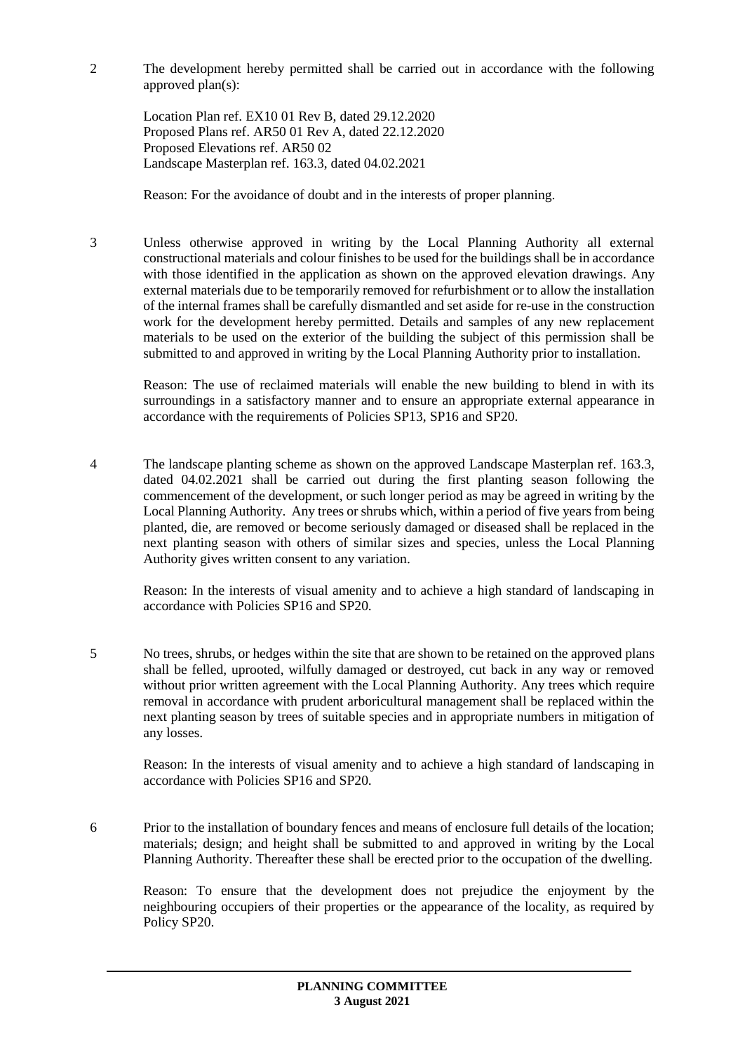2 The development hereby permitted shall be carried out in accordance with the following approved plan(s):

Location Plan ref. EX10 01 Rev B, dated 29.12.2020
Proposed Plans ref. AR50 01 Rev A, dated 22.12.2020
Proposed Elevations ref. AR50 02
Landscape Masterplan ref. 163.3, dated 04.02.2021

Reason: For the avoidance of doubt and in the interests of proper planning.

3 Unless otherwise approved in writing by the Local Planning Authority all external constructional materials and colour finishes to be used for the buildings shall be in accordance with those identified in the application as shown on the approved elevation drawings. Any external materials due to be temporarily removed for refurbishment or to allow the installation of the internal frames shall be carefully dismantled and set aside for re-use in the construction work for the development hereby permitted. Details and samples of any new replacement materials to be used on the exterior of the building the subject of this permission shall be submitted to and approved in writing by the Local Planning Authority prior to installation.

Reason: The use of reclaimed materials will enable the new building to blend in with its surroundings in a satisfactory manner and to ensure an appropriate external appearance in accordance with the requirements of Policies SP13, SP16 and SP20.

4 The landscape planting scheme as shown on the approved Landscape Masterplan ref. 163.3, dated 04.02.2021 shall be carried out during the first planting season following the commencement of the development, or such longer period as may be agreed in writing by the Local Planning Authority. Any trees or shrubs which, within a period of five years from being planted, die, are removed or become seriously damaged or diseased shall be replaced in the next planting season with others of similar sizes and species, unless the Local Planning Authority gives written consent to any variation.

Reason: In the interests of visual amenity and to achieve a high standard of landscaping in accordance with Policies SP16 and SP20.

5 No trees, shrubs, or hedges within the site that are shown to be retained on the approved plans shall be felled, uprooted, wilfully damaged or destroyed, cut back in any way or removed without prior written agreement with the Local Planning Authority. Any trees which require removal in accordance with prudent arboricultural management shall be replaced within the next planting season by trees of suitable species and in appropriate numbers in mitigation of any losses.

Reason: In the interests of visual amenity and to achieve a high standard of landscaping in accordance with Policies SP16 and SP20.

6 Prior to the installation of boundary fences and means of enclosure full details of the location; materials; design; and height shall be submitted to and approved in writing by the Local Planning Authority. Thereafter these shall be erected prior to the occupation of the dwelling.

Reason: To ensure that the development does not prejudice the enjoyment by the neighbouring occupiers of their properties or the appearance of the locality, as required by Policy SP20.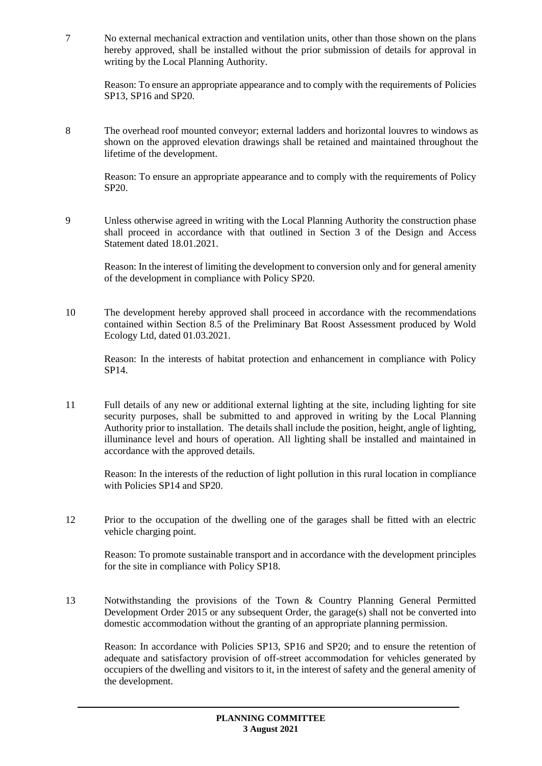7 No external mechanical extraction and ventilation units, other than those shown on the plans hereby approved, shall be installed without the prior submission of details for approval in writing by the Local Planning Authority.

   Reason: To ensure an appropriate appearance and to comply with the requirements of Policies SP13, SP16 and SP20.

8 The overhead roof mounted conveyor; external ladders and horizontal louvres to windows as shown on the approved elevation drawings shall be retained and maintained throughout the lifetime of the development.

   Reason: To ensure an appropriate appearance and to comply with the requirements of Policy SP20.

9 Unless otherwise agreed in writing with the Local Planning Authority the construction phase shall proceed in accordance with that outlined in Section 3 of the Design and Access Statement dated 18.01.2021.

   Reason: In the interest of limiting the development to conversion only and for general amenity of the development in compliance with Policy SP20.

10 The development hereby approved shall proceed in accordance with the recommendations contained within Section 8.5 of the Preliminary Bat Roost Assessment produced by Wold Ecology Ltd, dated 01.03.2021.

   Reason: In the interests of habitat protection and enhancement in compliance with Policy SP14.

11 Full details of any new or additional external lighting at the site, including lighting for site security purposes, shall be submitted to and approved in writing by the Local Planning Authority prior to installation. The details shall include the position, height, angle of lighting, illuminance level and hours of operation. All lighting shall be installed and maintained in accordance with the approved details.

   Reason: In the interests of the reduction of light pollution in this rural location in compliance with Policies SP14 and SP20.

12 Prior to the occupation of the dwelling one of the garages shall be fitted with an electric vehicle charging point.

   Reason: To promote sustainable transport and in accordance with the development principles for the site in compliance with Policy SP18.

13 Notwithstanding the provisions of the Town & Country Planning General Permitted Development Order 2015 or any subsequent Order, the garage(s) shall not be converted into domestic accommodation without the granting of an appropriate planning permission.

   Reason: In accordance with Policies SP13, SP16 and SP20; and to ensure the retention of adequate and satisfactory provision of off-street accommodation for vehicles generated by occupiers of the dwelling and visitors to it, in the interest of safety and the general amenity of the development.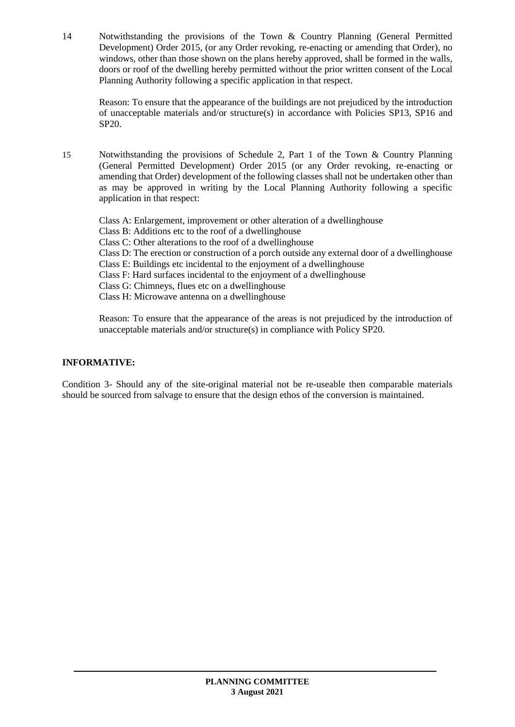14 Notwithstanding the provisions of the Town & Country Planning (General Permitted Development) Order 2015, (or any Order revoking, re-enacting or amending that Order), no windows, other than those shown on the plans hereby approved, shall be formed in the walls, doors or roof of the dwelling hereby permitted without the prior written consent of the Local Planning Authority following a specific application in that respect.

Reason: To ensure that the appearance of the buildings are not prejudiced by the introduction of unacceptable materials and/or structure(s) in accordance with Policies SP13, SP16 and SP20.

15 Notwithstanding the provisions of Schedule 2, Part 1 of the Town & Country Planning (General Permitted Development) Order 2015 (or any Order revoking, re-enacting or amending that Order) development of the following classes shall not be undertaken other than as may be approved in writing by the Local Planning Authority following a specific application in that respect:

Class A: Enlargement, improvement or other alteration of a dwellinghouse
Class B: Additions etc to the roof of a dwellinghouse
Class C: Other alterations to the roof of a dwellinghouse
Class D: The erection or construction of a porch outside any external door of a dwellinghouse
Class E: Buildings etc incidental to the enjoyment of a dwellinghouse
Class F: Hard surfaces incidental to the enjoyment of a dwellinghouse
Class G: Chimneys, flues etc on a dwellinghouse
Class H: Microwave antenna on a dwellinghouse

Reason: To ensure that the appearance of the areas is not prejudiced by the introduction of unacceptable materials and/or structure(s) in compliance with Policy SP20.

**INFORMATIVE:**

Condition 3- Should any of the site-original material not be re-useable then comparable materials should be sourced from salvage to ensure that the design ethos of the conversion is maintained.